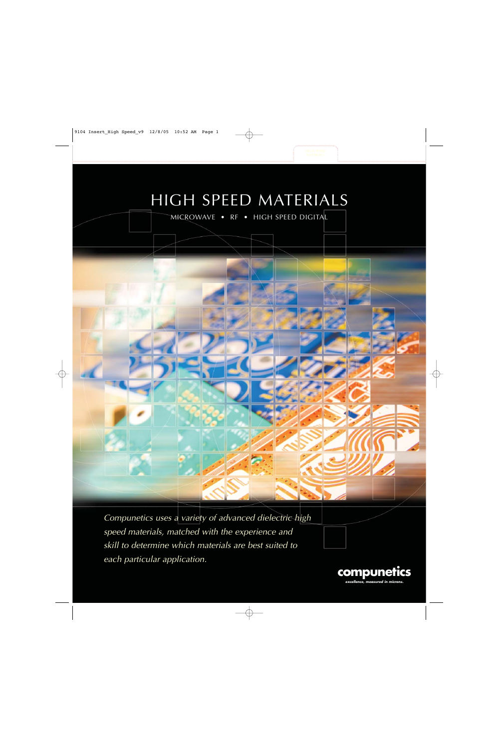# HIGH SPEED MATERIALS

MICROWAVE • RF • HIGH SPEED DIGITAL

*Compunetics uses a variety of advanced dielectric high speed materials, matched with the experience and skill to determine which materials are best suited to each particular application.*

**compunetics**
*excellence, measured in microns.*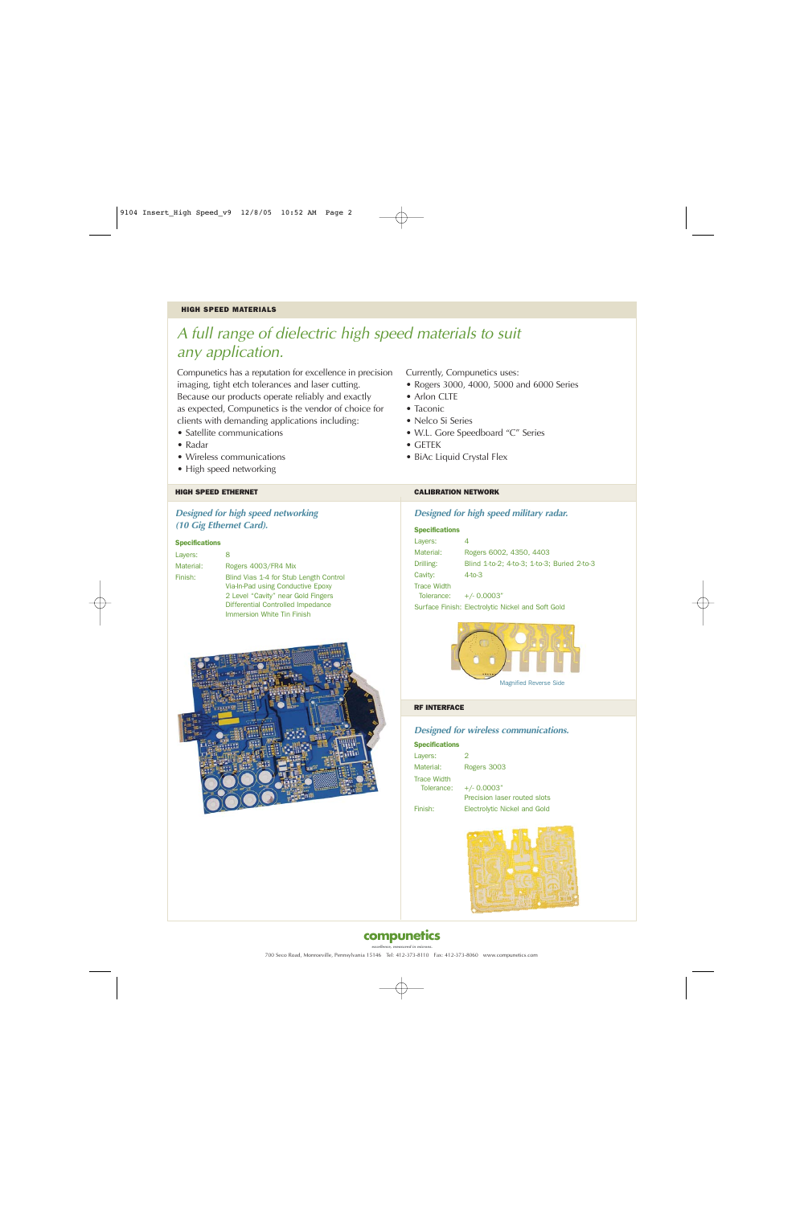## HIGH SPEED MATERIALS

*A full range of dielectric high speed materials to suit any application.*

Compunetics has a reputation for excellence in precision imaging, tight etch tolerances and laser cutting. Because our products operate reliably and exactly as expected, Compunetics is the vendor of choice for clients with demanding applications including:

- Satellite communications
- Radar
- Wireless communications
- High speed networking

Currently, Compunetics uses:

- Rogers 3000, 4000, 5000 and 6000 Series
- Arlon CLTE
- Taconic
- Nelco Si Series
- W.L. Gore Speedboard "C" Series
- GETEK
- BiAc Liquid Crystal Flex

### HIGH SPEED ETHERNET

*Designed for high speed networking (10 Gig Ethernet Card).*

**Specifications**

| | |
|---|---|
| Layers: | 8 |
| Material: | Rogers 4003/FR4 Mix |
| Finish: | Blind Vias 1-4 for Stub Length Control<br>Via-In-Pad using Conductive Epoxy<br>2 Level "Cavity" near Gold Fingers<br>Differential Controlled Impedance<br>Immersion White Tin Finish |

### CALIBRATION NETWORK

*Designed for high speed military radar.*

**Specifications**

| | |
|---|---|
| Layers: | 4 |
| Material: | Rogers 6002, 4350, 4403 |
| Drilling: | Blind 1-to-2; 4-to-3; 1-to-3; Buried 2-to-3 |
| Cavity: | 4-to-3 |
| Trace Width Tolerance: | +/- 0.0003" |
| Surface Finish: | Electrolytic Nickel and Soft Gold |

Magnified Reverse Side

### RF INTERFACE

*Designed for wireless communications.*

**Specifications**

| | |
|---|---|
| Layers: | 2 |
| Material: | Rogers 3003 |
| Trace Width Tolerance: | +/- 0.0003"<br>Precision laser routed slots |
| Finish: | Electrolytic Nickel and Gold |

**compunetics**

*excellence, measured in microns.*

700 Seco Road, Monroeville, Pennsylvania 15146 Tel: 412-373-8110 Fax: 412-373-8060 www.compunetics.com